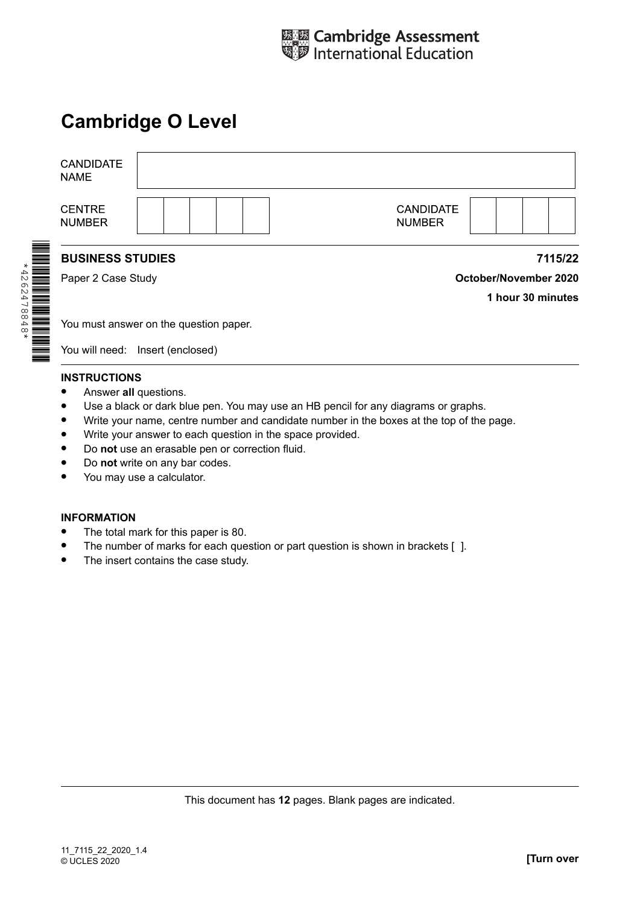Cambridge Assessment International Education

# Cambridge O Level

| CANDIDATE NAME | |
|---|---|
| CENTRE NUMBER | |
| CANDIDATE NUMBER | |

*4262478848*

**BUSINESS STUDIES** **7115/22**

Paper 2 Case Study **October/November 2020**

**1 hour 30 minutes**

You must answer on the question paper.

You will need: Insert (enclosed)

**INSTRUCTIONS**

- Answer **all** questions.
- Use a black or dark blue pen. You may use an HB pencil for any diagrams or graphs.
- Write your name, centre number and candidate number in the boxes at the top of the page.
- Write your answer to each question in the space provided.
- Do **not** use an erasable pen or correction fluid.
- Do **not** write on any bar codes.
- You may use a calculator.

**INFORMATION**

- The total mark for this paper is 80.
- The number of marks for each question or part question is shown in brackets [ ].
- The insert contains the case study.

This document has **12** pages. Blank pages are indicated.

11_7115_22_2020_1.4
© UCLES 2020 **[Turn over**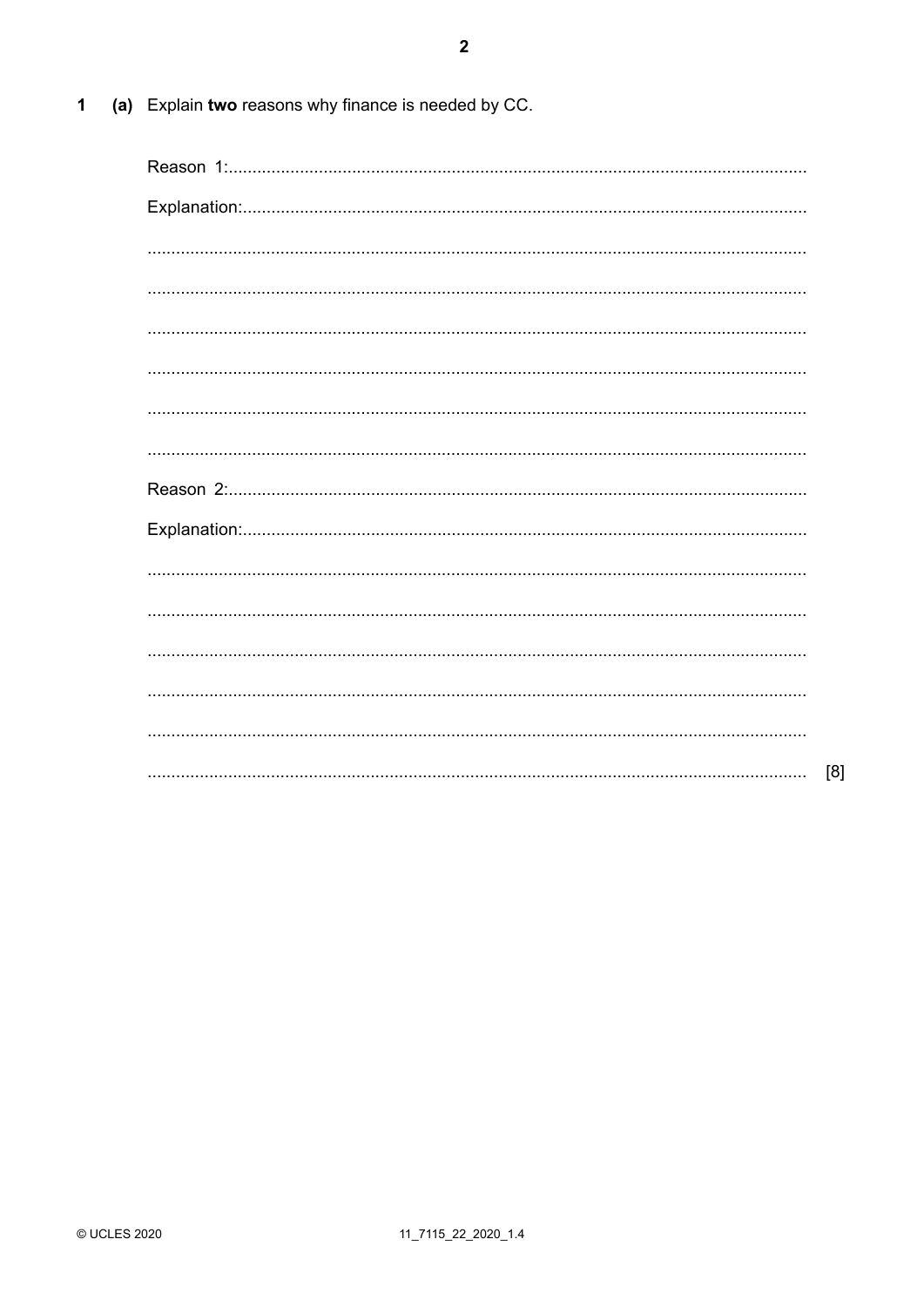1 (a) Explain **two** reasons why finance is needed by CC.

Reason 1: ...........................................................................................................................

Explanation: ......................................................................................................................

...........................................................................................................................................

...........................................................................................................................................

...........................................................................................................................................

...........................................................................................................................................

...........................................................................................................................................

...........................................................................................................................................

Reason 2: ...........................................................................................................................

Explanation: ......................................................................................................................

...........................................................................................................................................

...........................................................................................................................................

...........................................................................................................................................

...........................................................................................................................................

...........................................................................................................................................

........................................................................................................................................... [8]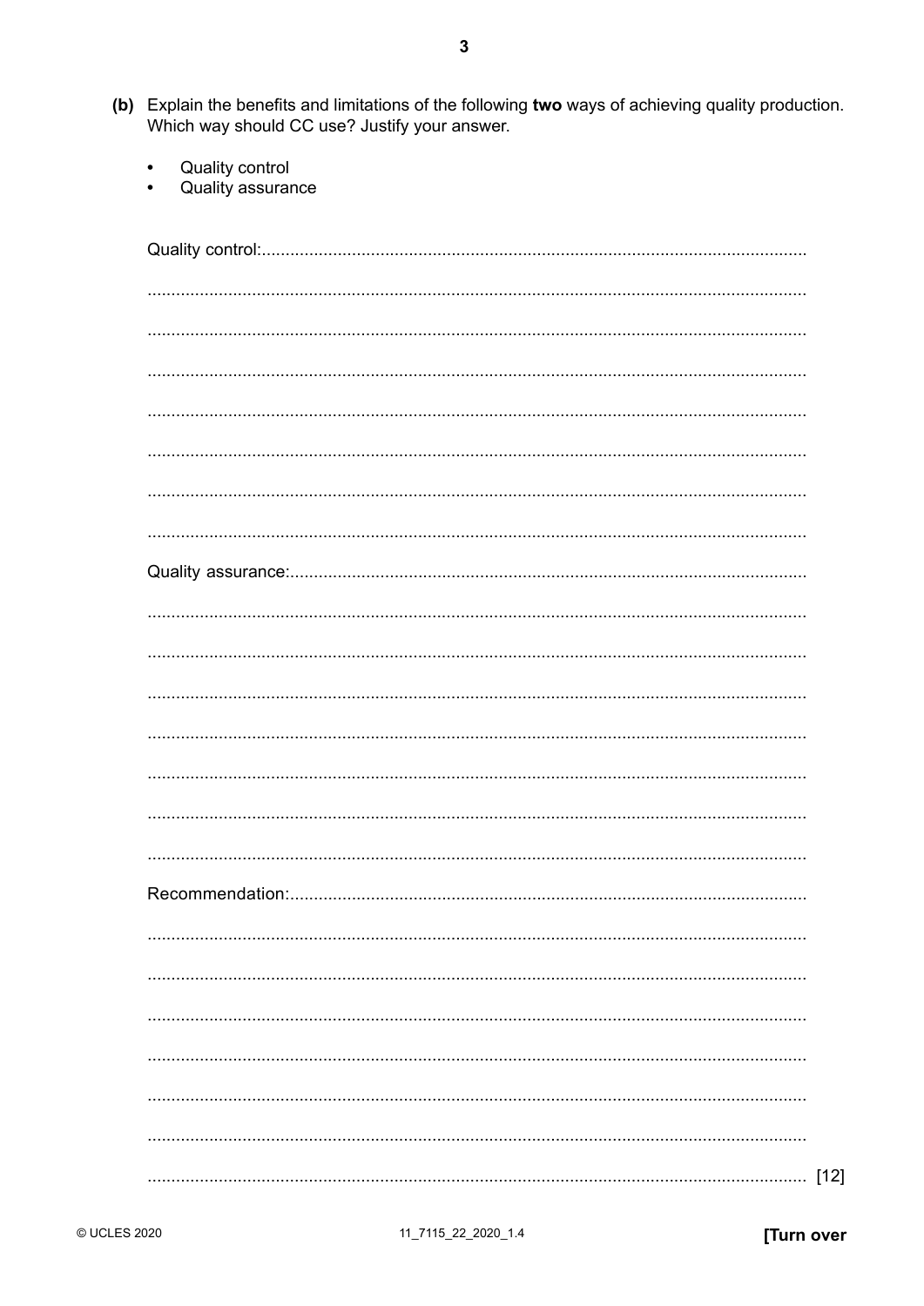**(b)** Explain the benefits and limitations of the following **two** ways of achieving quality production. Which way should CC use? Justify your answer.

- Quality control
- Quality assurance

Quality control: ..................................................................................................................

..........................................................................................................................................

..........................................................................................................................................

..........................................................................................................................................

..........................................................................................................................................

..........................................................................................................................................

..........................................................................................................................................

..........................................................................................................................................

Quality assurance: ..............................................................................................................

..........................................................................................................................................

..........................................................................................................................................

..........................................................................................................................................

..........................................................................................................................................

..........................................................................................................................................

..........................................................................................................................................

..........................................................................................................................................

Recommendation: ...............................................................................................................

..........................................................................................................................................

..........................................................................................................................................

..........................................................................................................................................

..........................................................................................................................................

..........................................................................................................................................

..........................................................................................................................................

.......................................................................................................................................... [12]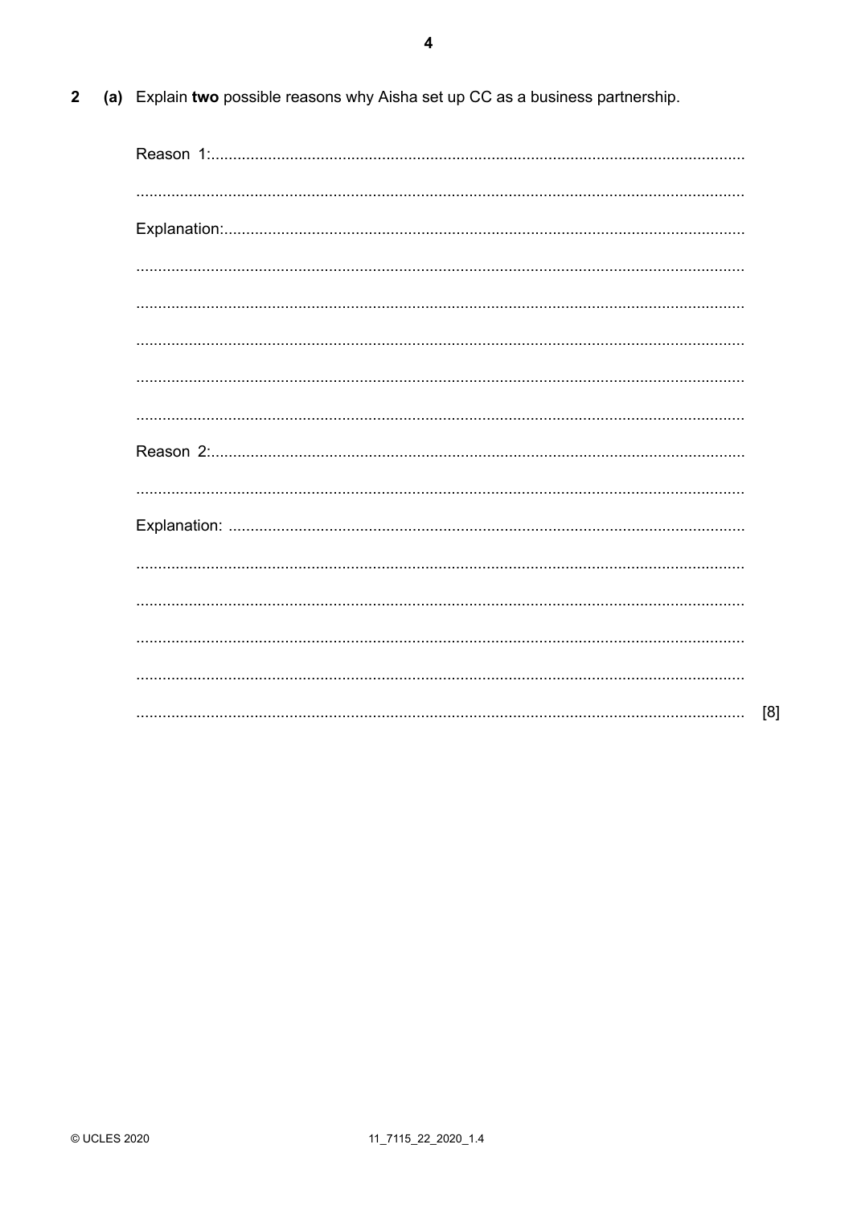2 (a) Explain **two** possible reasons why Aisha set up CC as a business partnership.

Reason 1:..........................................................................................................................

..........................................................................................................................................

Explanation:......................................................................................................................

..........................................................................................................................................

..........................................................................................................................................

..........................................................................................................................................

..........................................................................................................................................

..........................................................................................................................................

Reason 2:..........................................................................................................................

..........................................................................................................................................

Explanation: .....................................................................................................................

..........................................................................................................................................

..........................................................................................................................................

..........................................................................................................................................

..........................................................................................................................................

.......................................................................................................................................... [8]

© UCLES 2020 11_7115_22_2020_1.4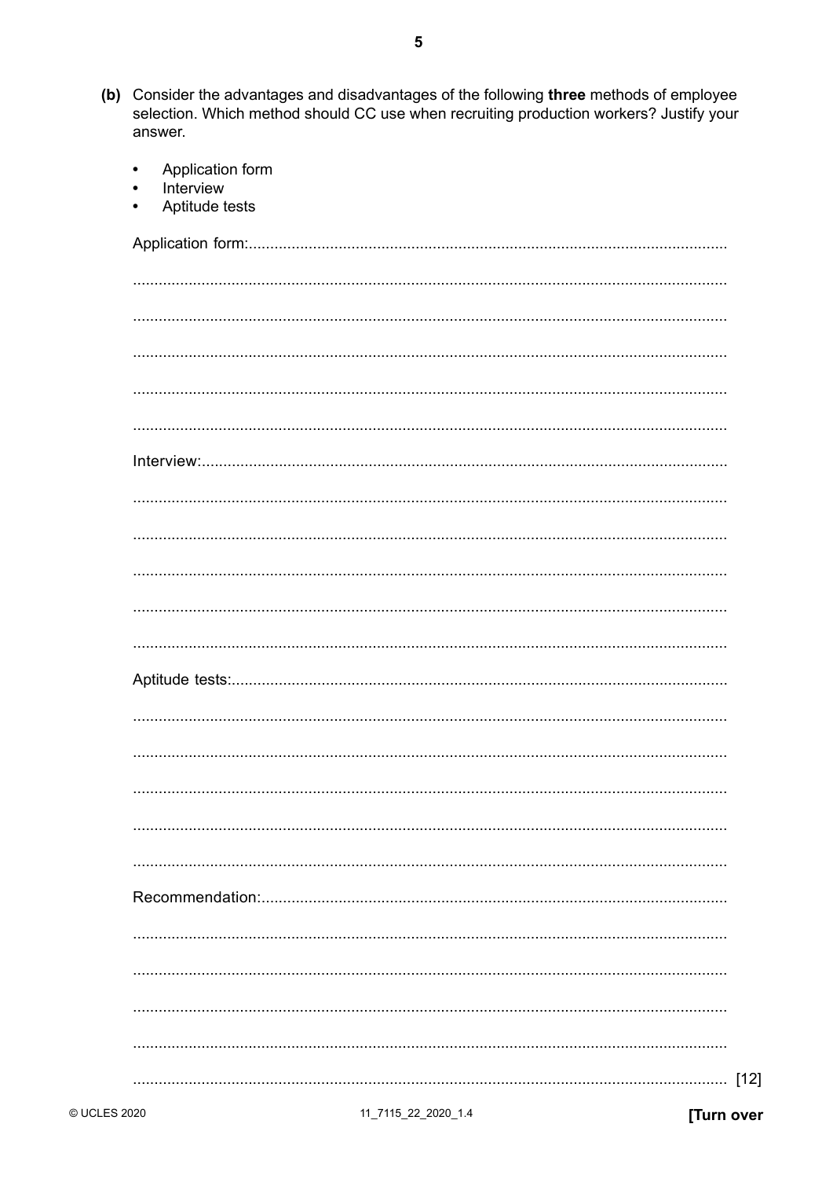**(b)** Consider the advantages and disadvantages of the following **three** methods of employee selection. Which method should CC use when recruiting production workers? Justify your answer.

- Application form
- Interview
- Aptitude tests

Application form: ..............................................................................................................

..............................................................................................................

..............................................................................................................

..............................................................................................................

..............................................................................................................

..............................................................................................................

Interview: ..............................................................................................................

..............................................................................................................

..............................................................................................................

..............................................................................................................

..............................................................................................................

..............................................................................................................

Aptitude tests: ..............................................................................................................

..............................................................................................................

..............................................................................................................

..............................................................................................................

..............................................................................................................

..............................................................................................................

Recommendation: ..............................................................................................................

..............................................................................................................

..............................................................................................................

..............................................................................................................

..............................................................................................................

.............................................................................................................. [12]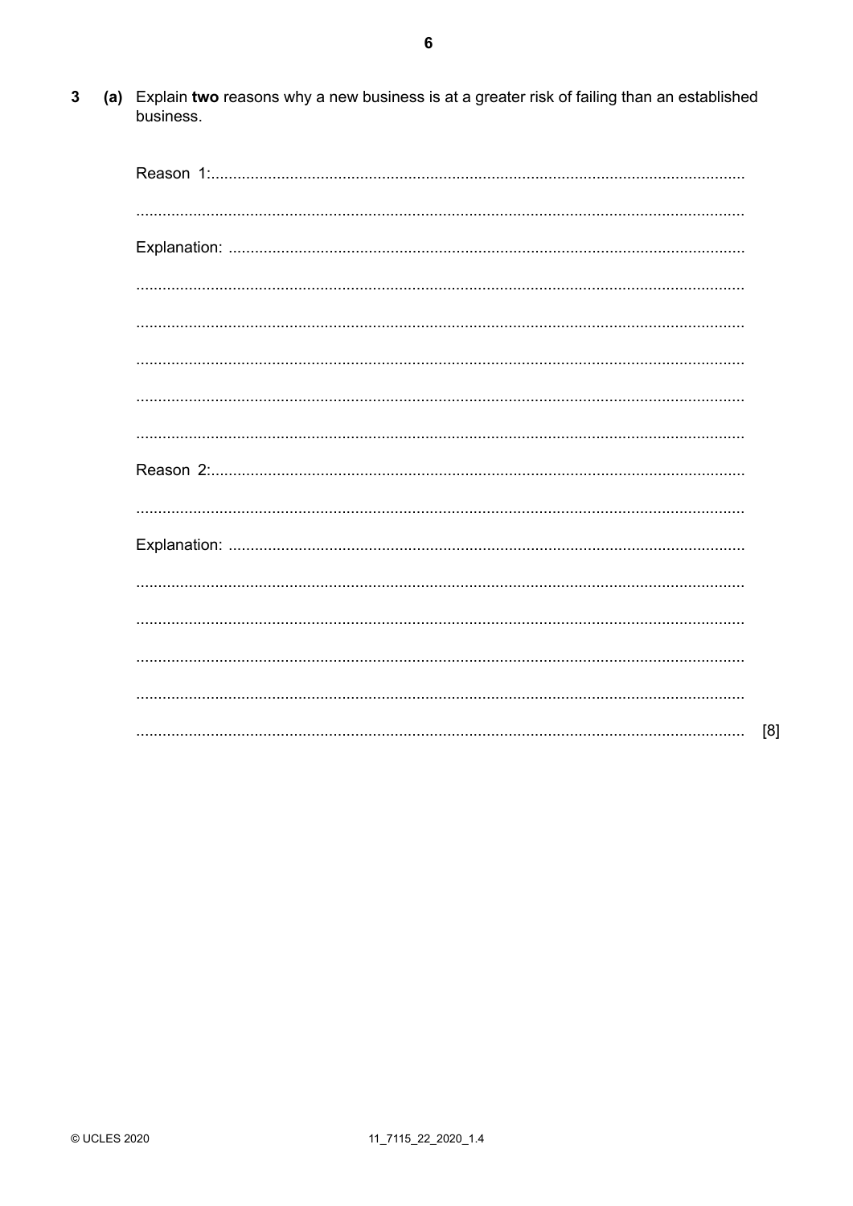**3** **(a)** Explain **two** reasons why a new business is at a greater risk of failing than an established business.

Reason 1: ..........................................................................................................................

..........................................................................................................................

Explanation: ..........................................................................................................................

..........................................................................................................................

..........................................................................................................................

..........................................................................................................................

..........................................................................................................................

..........................................................................................................................

Reason 2: ..........................................................................................................................

..........................................................................................................................

Explanation: ..........................................................................................................................

..........................................................................................................................

..........................................................................................................................

..........................................................................................................................

..........................................................................................................................

.......................................................................................................................... [8]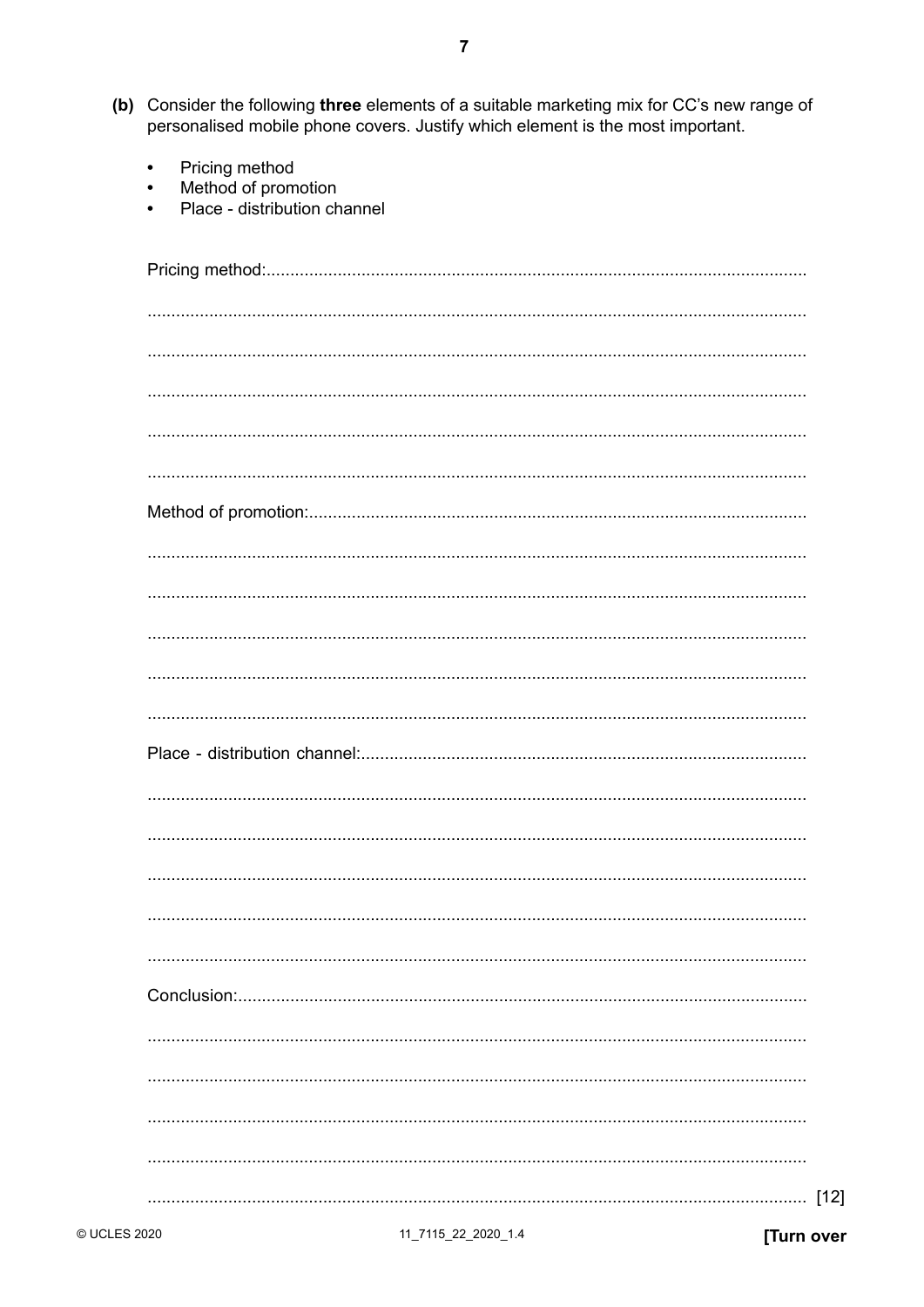**(b)** Consider the following **three** elements of a suitable marketing mix for CC's new range of personalised mobile phone covers. Justify which element is the most important.

- Pricing method
- Method of promotion
- Place - distribution channel

Pricing method: ..................................................................................................................

.........................................................................................................................................

.........................................................................................................................................

.........................................................................................................................................

.........................................................................................................................................

.........................................................................................................................................

Method of promotion: ..........................................................................................................

.........................................................................................................................................

.........................................................................................................................................

.........................................................................................................................................

.........................................................................................................................................

.........................................................................................................................................

Place - distribution channel: ...............................................................................................

.........................................................................................................................................

.........................................................................................................................................

.........................................................................................................................................

.........................................................................................................................................

.........................................................................................................................................

Conclusion: ........................................................................................................................

.........................................................................................................................................

.........................................................................................................................................

.........................................................................................................................................

.........................................................................................................................................

......................................................................................................................................... [12]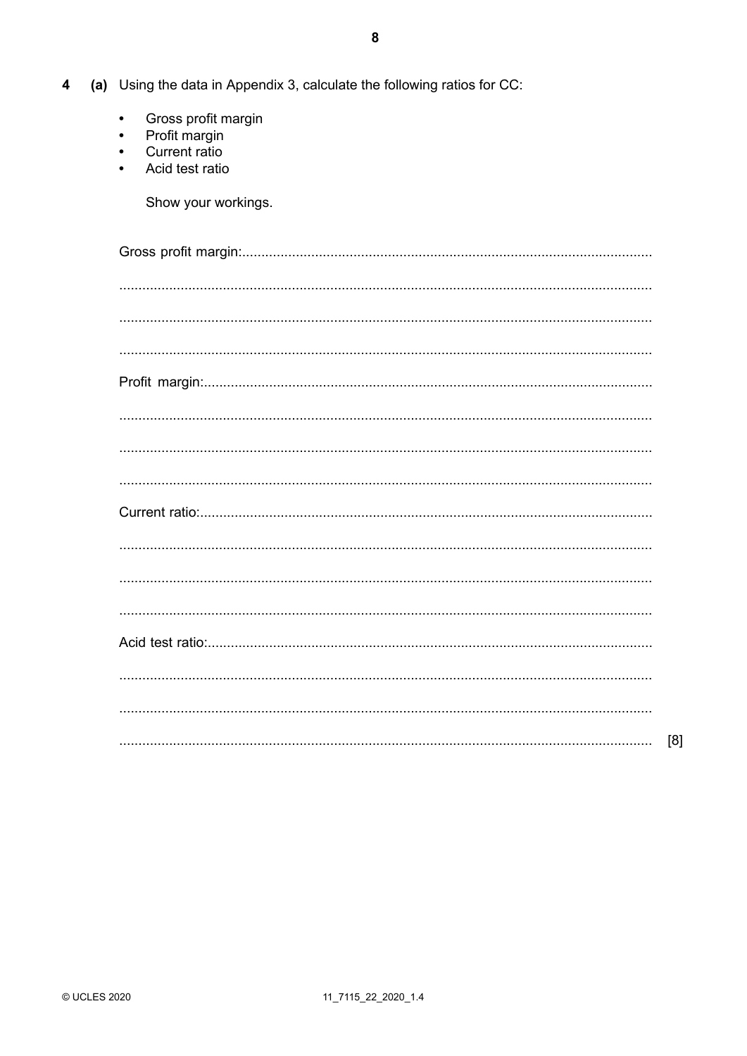**4 (a)** Using the data in Appendix 3, calculate the following ratios for CC:

- Gross profit margin
- Profit margin
- Current ratio
- Acid test ratio

Show your workings.

Gross profit margin:...................................................................................................

...................................................................................................

...................................................................................................

...................................................................................................

Profit margin:...................................................................................................

...................................................................................................

...................................................................................................

...................................................................................................

Current ratio:...................................................................................................

...................................................................................................

...................................................................................................

...................................................................................................

Acid test ratio:...................................................................................................

...................................................................................................

...................................................................................................

................................................................................................... [8]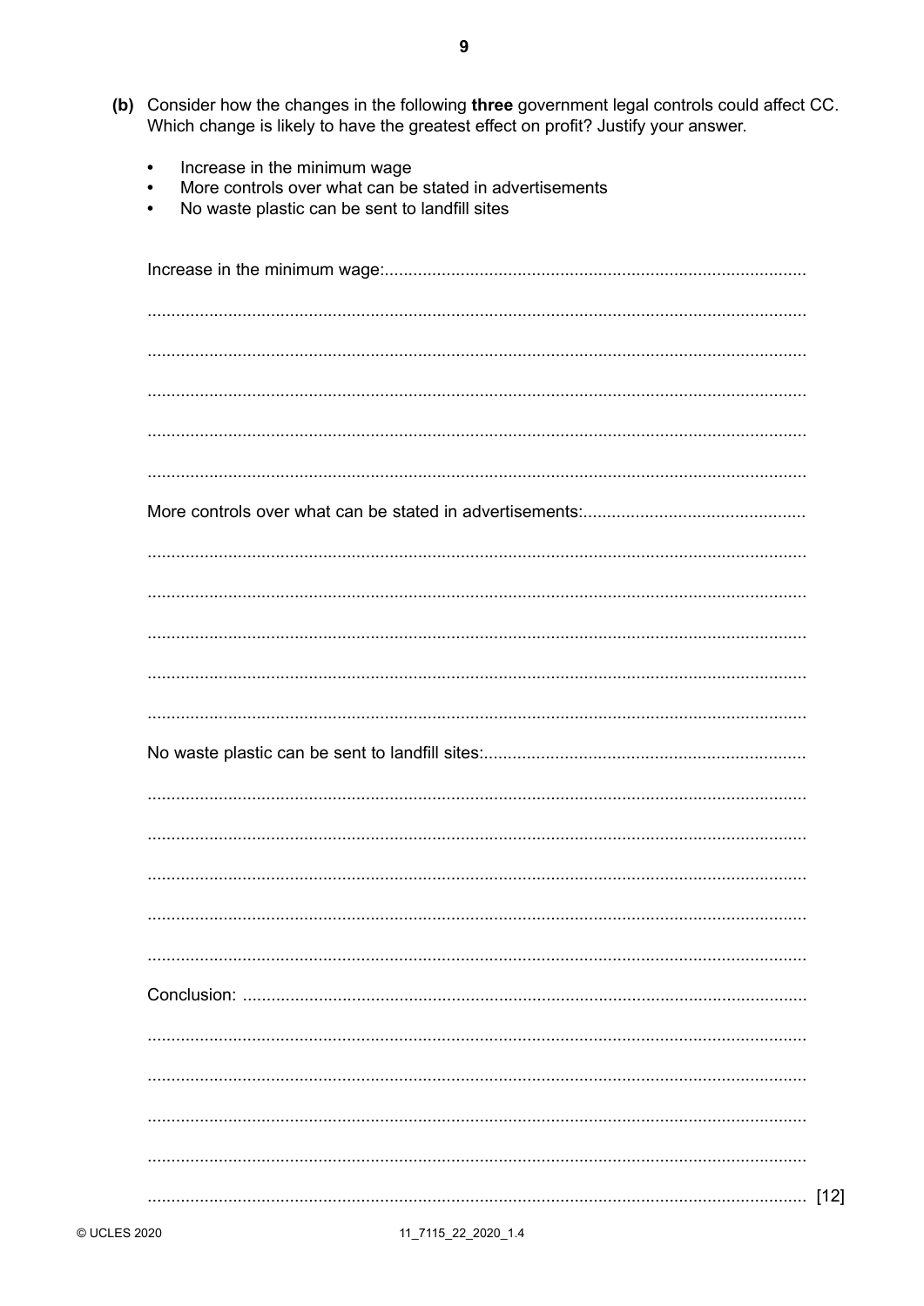(b) Consider how the changes in the following **three** government legal controls could affect CC. Which change is likely to have the greatest effect on profit? Justify your answer.

- Increase in the minimum wage
- More controls over what can be stated in advertisements
- No waste plastic can be sent to landfill sites

Increase in the minimum wage: ........................................................................................

...........................................................................................................................................

...........................................................................................................................................

...........................................................................................................................................

...........................................................................................................................................

...........................................................................................................................................

More controls over what can be stated in advertisements: ..............................................

...........................................................................................................................................

...........................................................................................................................................

...........................................................................................................................................

...........................................................................................................................................

...........................................................................................................................................

No waste plastic can be sent to landfill sites: ..................................................................

...........................................................................................................................................

...........................................................................................................................................

...........................................................................................................................................

...........................................................................................................................................

...........................................................................................................................................

Conclusion: ......................................................................................................................

...........................................................................................................................................

...........................................................................................................................................

...........................................................................................................................................

...........................................................................................................................................

........................................................................................................................................... [12]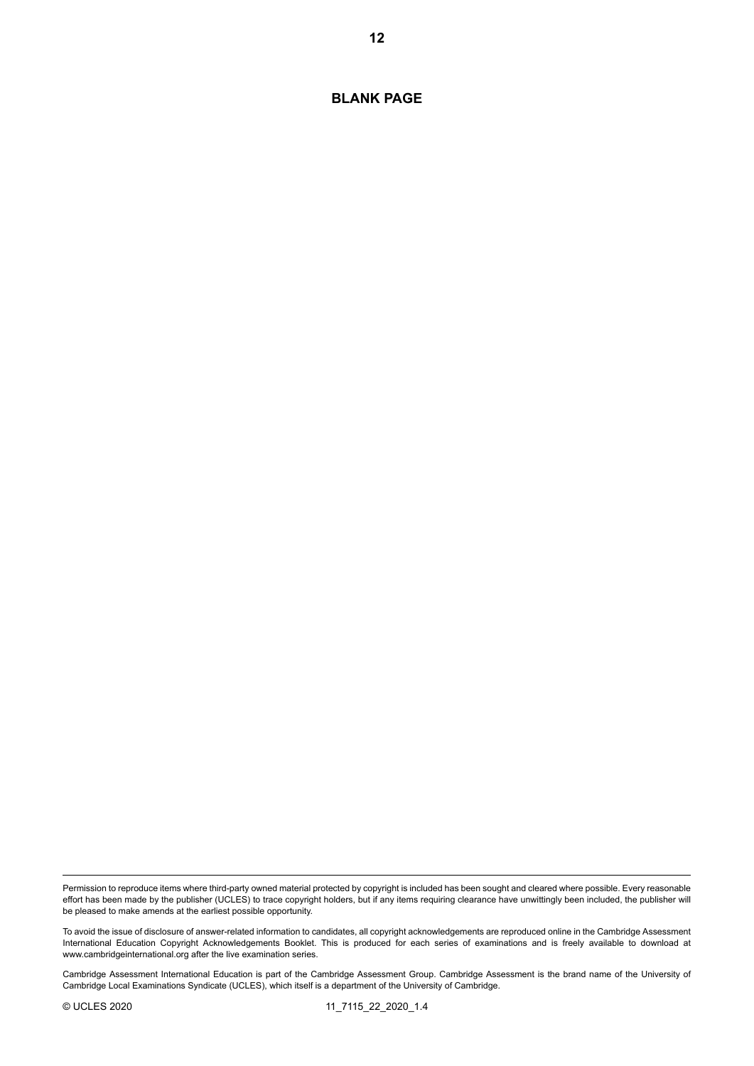**BLANK PAGE**

Permission to reproduce items where third-party owned material protected by copyright is included has been sought and cleared where possible. Every reasonable effort has been made by the publisher (UCLES) to trace copyright holders, but if any items requiring clearance have unwittingly been included, the publisher will be pleased to make amends at the earliest possible opportunity.

To avoid the issue of disclosure of answer-related information to candidates, all copyright acknowledgements are reproduced online in the Cambridge Assessment International Education Copyright Acknowledgements Booklet. This is produced for each series of examinations and is freely available to download at www.cambridgeinternational.org after the live examination series.

Cambridge Assessment International Education is part of the Cambridge Assessment Group. Cambridge Assessment is the brand name of the University of Cambridge Local Examinations Syndicate (UCLES), which itself is a department of the University of Cambridge.

© UCLES 2020 11_7115_22_2020_1.4